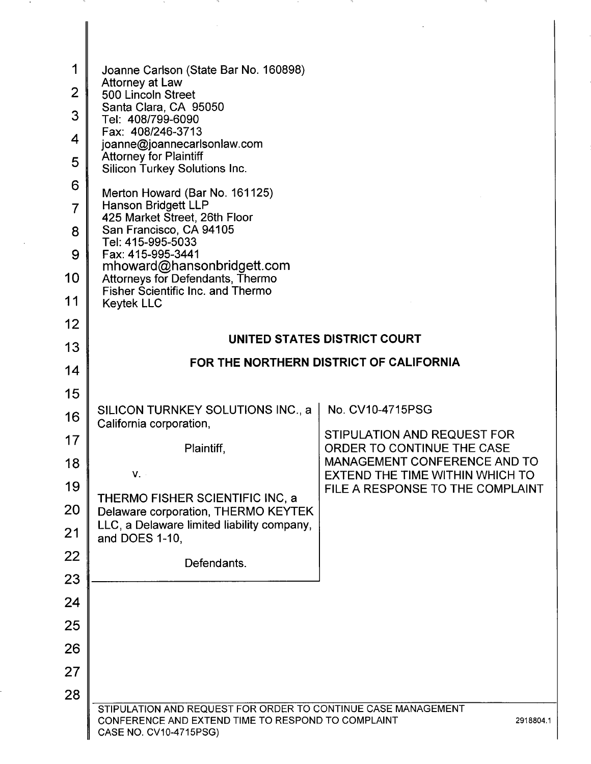Joanne Carlson (State Bar No. 160898)
Attorney at Law
500 Lincoln Street
Santa Clara, CA 95050
Tel: 408/799-6090
Fax: 408/246-3713
joanne@joannecarlsonlaw.com
Attorney for Plaintiff
Silicon Turkey Solutions Inc.

Merton Howard (Bar No. 161125)
Hanson Bridgett LLP
425 Market Street, 26th Floor
San Francisco, CA 94105
Tel: 415-995-5033
Fax: 415-995-3441
mhoward@hansonbridgett.com
Attorneys for Defendants, Thermo Fisher Scientific Inc. and Thermo Keytek LLC

**UNITED STATES DISTRICT COURT**

**FOR THE NORTHERN DISTRICT OF CALIFORNIA**

| | |
|---|---|
| SILICON TURNKEY SOLUTIONS INC., a California corporation,<br><br>Plaintiff,<br><br>v.<br><br>THERMO FISHER SCIENTIFIC INC, a Delaware corporation, THERMO KEYTEK LLC, a Delaware limited liability company, and DOES 1-10,<br><br>Defendants. | No. CV10-4715PSG<br><br>STIPULATION AND REQUEST FOR ORDER TO CONTINUE THE CASE MANAGEMENT CONFERENCE AND TO EXTEND THE TIME WITHIN WHICH TO FILE A RESPONSE TO THE COMPLAINT |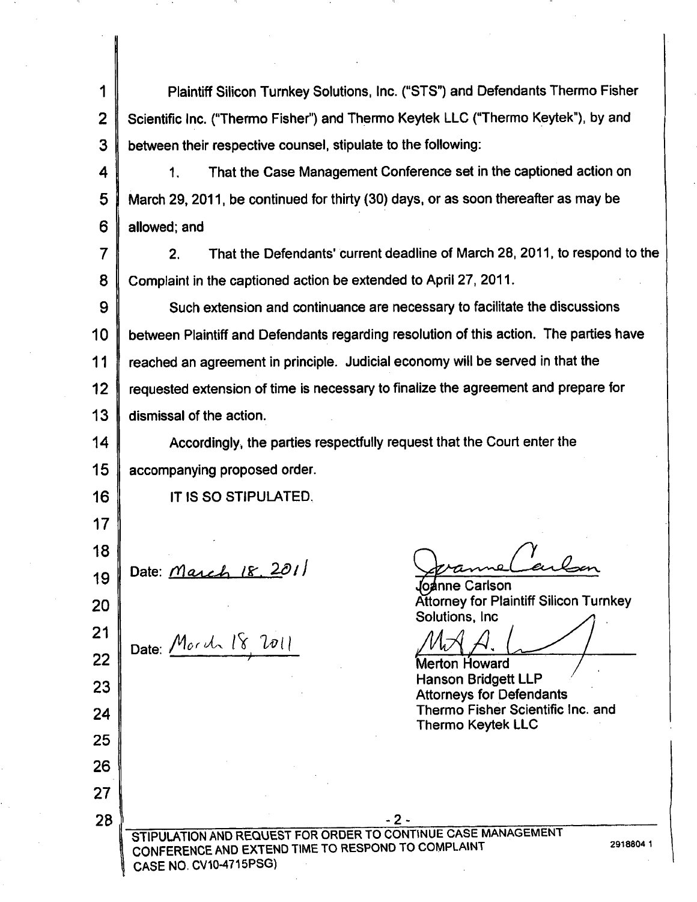Plaintiff Silicon Turnkey Solutions, Inc. ("STS") and Defendants Thermo Fisher Scientific Inc. ("Thermo Fisher") and Thermo Keytek LLC ("Thermo Keytek"), by and between their respective counsel, stipulate to the following:

1. That the Case Management Conference set in the captioned action on March 29, 2011, be continued for thirty (30) days, or as soon thereafter as may be allowed; and

2. That the Defendants' current deadline of March 28, 2011, to respond to the Complaint in the captioned action be extended to April 27, 2011.

Such extension and continuance are necessary to facilitate the discussions between Plaintiff and Defendants regarding resolution of this action. The parties have reached an agreement in principle. Judicial economy will be served in that the requested extension of time is necessary to finalize the agreement and prepare for dismissal of the action.

Accordingly, the parties respectfully request that the Court enter the accompanying proposed order.

IT IS SO STIPULATED.

Date: March 18, 2011

Joanne Carlson
Attorney for Plaintiff Silicon Turnkey Solutions, Inc

Date: March 18, 2011

Merton Howard
Hanson Bridgett LLP
Attorneys for Defendants
Thermo Fisher Scientific Inc. and
Thermo Keytek LLC

STIPULATION AND REQUEST FOR ORDER TO CONTINUE CASE MANAGEMENT CONFERENCE AND EXTEND TIME TO RESPOND TO COMPLAINT
CASE NO. CV10-4715PSG)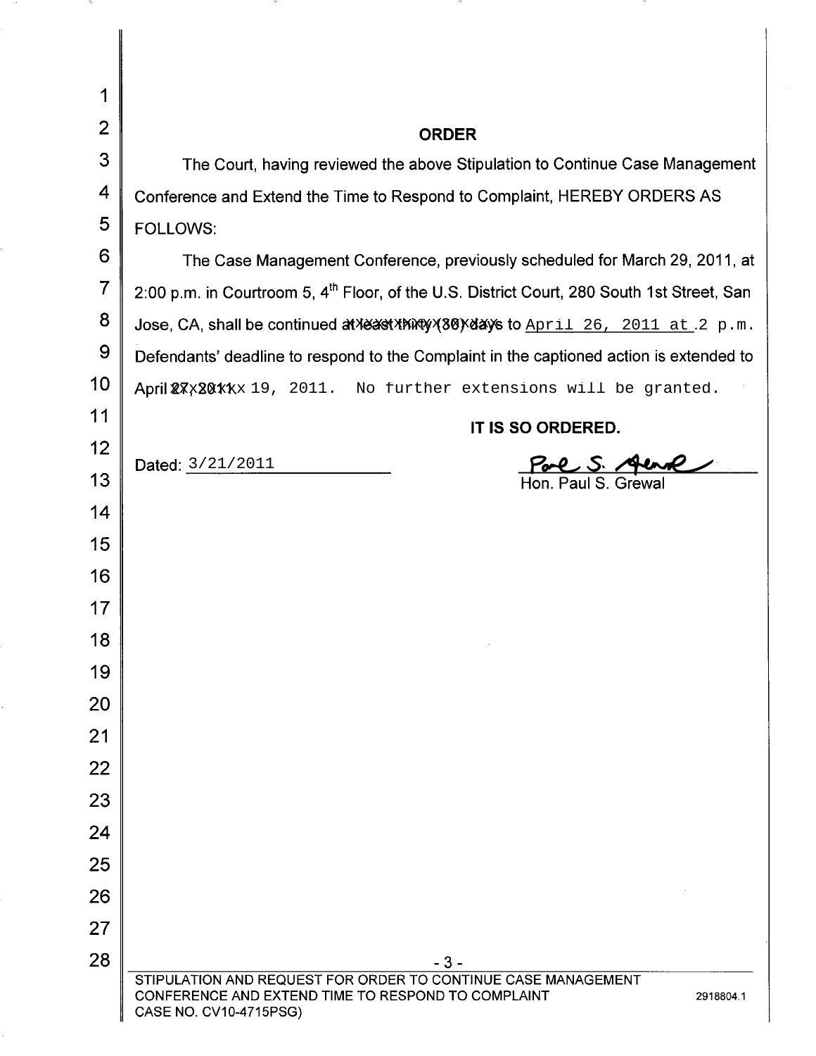## ORDER

The Court, having reviewed the above Stipulation to Continue Case Management Conference and Extend the Time to Respond to Complaint, HEREBY ORDERS AS FOLLOWS:

The Case Management Conference, previously scheduled for March 29, 2011, at 2:00 p.m. in Courtroom 5, 4th Floor, of the U.S. District Court, 280 South 1st Street, San Jose, CA, shall be continued ~~at least thirty (30) days~~ to April 26, 2011 at 2 p.m. Defendants' deadline to respond to the Complaint in the captioned action is extended to April ~~27, 2011~~ 19, 2011. No further extensions will be granted.

**IT IS SO ORDERED.**

Dated: 3/21/2011

Hon. Paul S. Grewal

STIPULATION AND REQUEST FOR ORDER TO CONTINUE CASE MANAGEMENT CONFERENCE AND EXTEND TIME TO RESPOND TO COMPLAINT CASE NO. CV10-4715PSG) 2918804.1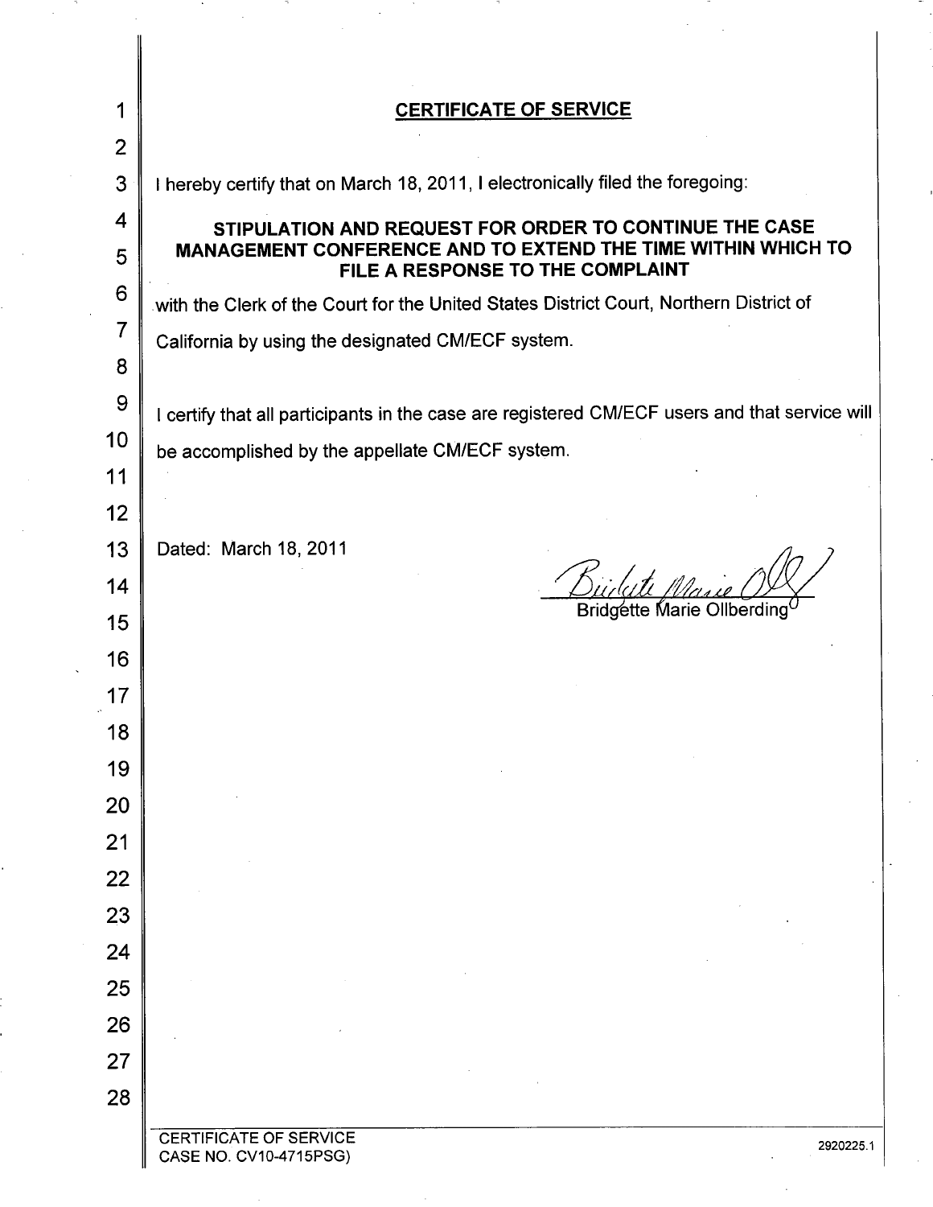## CERTIFICATE OF SERVICE

I hereby certify that on March 18, 2011, I electronically filed the foregoing:

**STIPULATION AND REQUEST FOR ORDER TO CONTINUE THE CASE MANAGEMENT CONFERENCE AND TO EXTEND THE TIME WITHIN WHICH TO FILE A RESPONSE TO THE COMPLAINT**

with the Clerk of the Court for the United States District Court, Northern District of California by using the designated CM/ECF system.

I certify that all participants in the case are registered CM/ECF users and that service will be accomplished by the appellate CM/ECF system.

Dated: March 18, 2011

Bridgette Marie Ollberding

CERTIFICATE OF SERVICE
CASE NO. CV10-4715PSG)

2920225.1